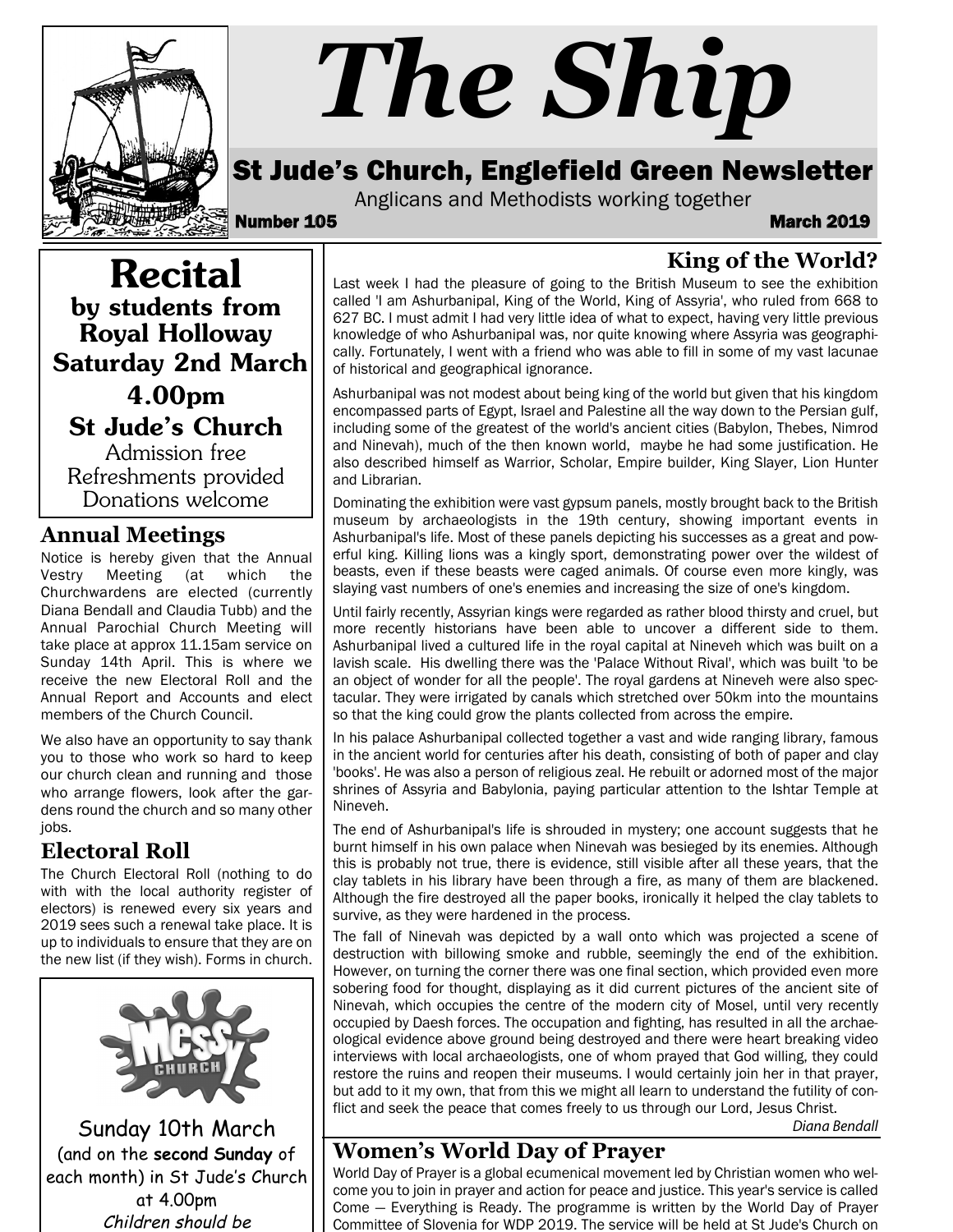# The Ship

## St Jude's Church, Englefield Green Newsletter

Anglicans and Methodists working together

**Number 105** **March 2019**

# Recital
## by students from Royal Holloway
## Saturday 2nd March
## 4.00pm
## St Jude's Church

Admission free
Refreshments provided
Donations welcome

## Annual Meetings

Notice is hereby given that the Annual Vestry Meeting (at which the Churchwardens are elected (currently Diana Bendall and Claudia Tubb) and the Annual Parochial Church Meeting will take place at approx 11.15am service on Sunday 14th April. This is where we receive the new Electoral Roll and the Annual Report and Accounts and elect members of the Church Council.

We also have an opportunity to say thank you to those who work so hard to keep our church clean and running and those who arrange flowers, look after the gardens round the church and so many other jobs.

## Electoral Roll

The Church Electoral Roll (nothing to do with with the local authority register of electors) is renewed every six years and 2019 sees such a renewal take place. It is up to individuals to ensure that they are on the new list (if they wish). Forms in church.

Messy Church

Sunday 10th March
(and on the **second Sunday** of each month) in St Jude's Church at 4.00pm
*Children should be*

## King of the World?

Last week I had the pleasure of going to the British Museum to see the exhibition called 'I am Ashurbanipal, King of the World, King of Assyria', who ruled from 668 to 627 BC. I must admit I had very little idea of what to expect, having very little previous knowledge of who Ashurbanipal was, nor quite knowing where Assyria was geographically. Fortunately, I went with a friend who was able to fill in some of my vast lacunae of historical and geographical ignorance.

Ashurbanipal was not modest about being king of the world but given that his kingdom encompassed parts of Egypt, Israel and Palestine all the way down to the Persian gulf, including some of the greatest of the world's ancient cities (Babylon, Thebes, Nimrod and Ninevah), much of the then known world, maybe he had some justification. He also described himself as Warrior, Scholar, Empire builder, King Slayer, Lion Hunter and Librarian.

Dominating the exhibition were vast gypsum panels, mostly brought back to the British museum by archaeologists in the 19th century, showing important events in Ashurbanipal's life. Most of these panels depicting his successes as a great and powerful king. Killing lions was a kingly sport, demonstrating power over the wildest of beasts, even if these beasts were caged animals. Of course even more kingly, was slaying vast numbers of one's enemies and increasing the size of one's kingdom.

Until fairly recently, Assyrian kings were regarded as rather blood thirsty and cruel, but more recently historians have been able to uncover a different side to them. Ashurbanipal lived a cultured life in the royal capital at Nineveh which was built on a lavish scale. His dwelling there was the 'Palace Without Rival', which was built 'to be an object of wonder for all the people'. The royal gardens at Nineveh were also spectacular. They were irrigated by canals which stretched over 50km into the mountains so that the king could grow the plants collected from across the empire.

In his palace Ashurbanipal collected together a vast and wide ranging library, famous in the ancient world for centuries after his death, consisting of both of paper and clay 'books'. He was also a person of religious zeal. He rebuilt or adorned most of the major shrines of Assyria and Babylonia, paying particular attention to the Ishtar Temple at Nineveh.

The end of Ashurbanipal's life is shrouded in mystery; one account suggests that he burnt himself in his own palace when Ninevah was besieged by its enemies. Although this is probably not true, there is evidence, still visible after all these years, that the clay tablets in his library have been through a fire, as many of them are blackened. Although the fire destroyed all the paper books, ironically it helped the clay tablets to survive, as they were hardened in the process.

The fall of Ninevah was depicted by a wall onto which was projected a scene of destruction with billowing smoke and rubble, seemingly the end of the exhibition. However, on turning the corner there was one final section, which provided even more sobering food for thought, displaying as it did current pictures of the ancient site of Ninevah, which occupies the centre of the modern city of Mosel, until very recently occupied by Daesh forces. The occupation and fighting, has resulted in all the archaeological evidence above ground being destroyed and there were heart breaking video interviews with local archaeologists, one of whom prayed that God willing, they could restore the ruins and reopen their museums. I would certainly join her in that prayer, but add to it my own, that from this we might all learn to understand the futility of conflict and seek the peace that comes freely to us through our Lord, Jesus Christ.

*Diana Bendall*

## Women's World Day of Prayer

World Day of Prayer is a global ecumenical movement led by Christian women who welcome you to join in prayer and action for peace and justice. This year's service is called Come — Everything is Ready. The programme is written by the World Day of Prayer Committee of Slovenia for WDP 2019. The service will be held at St Jude's Church on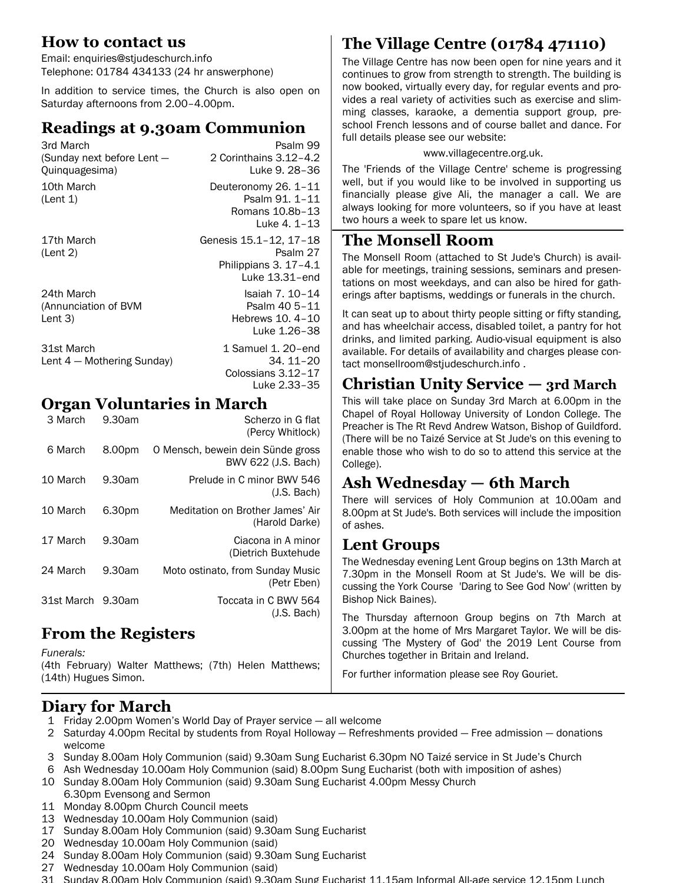## How to contact us

Email: enquiries@stjudeschurch.info
Telephone: 01784 434133 (24 hr answerphone)

In addition to service times, the Church is also open on Saturday afternoons from 2.00–4.00pm.

## Readings at 9.30am Communion

| | |
|---|---|
| 3rd March (Sunday next before Lent — Quinquagesima) | Psalm 99<br>2 Corinthains 3.12–4.2<br>Luke 9. 28–36 |
| 10th March (Lent 1) | Deuteronomy 26. 1–11<br>Psalm 91. 1–11<br>Romans 10.8b–13<br>Luke 4. 1–13 |
| 17th March (Lent 2) | Genesis 15.1–12, 17–18<br>Psalm 27<br>Philippians 3. 17–4.1<br>Luke 13.31–end |
| 24th March (Annunciation of BVM Lent 3) | Isaiah 7. 10–14<br>Psalm 40 5–11<br>Hebrews 10. 4–10<br>Luke 1.26–38 |
| 31st March Lent 4 — Mothering Sunday) | 1 Samuel 1. 20–end<br>34. 11–20<br>Colossians 3.12–17<br>Luke 2.33–35 |

## Organ Voluntaries in March

| | | |
|---|---|---|
| 3 March | 9.30am | Scherzo in G flat (Percy Whitlock) |
| 6 March | 8.00pm | O Mensch, bewein dein Sünde gross BWV 622 (J.S. Bach) |
| 10 March | 9.30am | Prelude in C minor BWV 546 (J.S. Bach) |
| 10 March | 6.30pm | Meditation on Brother James' Air (Harold Darke) |
| 17 March | 9.30am | Ciacona in A minor (Dietrich Buxtehude |
| 24 March | 9.30am | Moto ostinato, from Sunday Music (Petr Eben) |
| 31st March | 9.30am | Toccata in C BWV 564 (J.S. Bach) |

## From the Registers

*Funerals:*
(4th February) Walter Matthews; (7th) Helen Matthews; (14th) Hugues Simon.

## The Village Centre (01784 471110)

The Village Centre has now been open for nine years and it continues to grow from strength to strength. The building is now booked, virtually every day, for regular events and provides a real variety of activities such as exercise and slimming classes, karaoke, a dementia support group, pre-school French lessons and of course ballet and dance. For full details please see our website:

www.villagecentre.org.uk.

The 'Friends of the Village Centre' scheme is progressing well, but if you would like to be involved in supporting us financially please give Ali, the manager a call. We are always looking for more volunteers, so if you have at least two hours a week to spare let us know.

## The Monsell Room

The Monsell Room (attached to St Jude's Church) is available for meetings, training sessions, seminars and presentations on most weekdays, and can also be hired for gatherings after baptisms, weddings or funerals in the church.

It can seat up to about thirty people sitting or fifty standing, and has wheelchair access, disabled toilet, a pantry for hot drinks, and limited parking. Audio-visual equipment is also available. For details of availability and charges please contact monsellroom@stjudeschurch.info .

## Christian Unity Service — 3rd March

This will take place on Sunday 3rd March at 6.00pm in the Chapel of Royal Holloway University of London College. The Preacher is The Rt Revd Andrew Watson, Bishop of Guildford. (There will be no Taizé Service at St Jude's on this evening to enable those who wish to do so to attend this service at the College).

## Ash Wednesday — 6th March

There will services of Holy Communion at 10.00am and 8.00pm at St Jude's. Both services will include the imposition of ashes.

## Lent Groups

The Wednesday evening Lent Group begins on 13th March at 7.30pm in the Monsell Room at St Jude's. We will be discussing the York Course 'Daring to See God Now' (written by Bishop Nick Baines).

The Thursday afternoon Group begins on 7th March at 3.00pm at the home of Mrs Margaret Taylor. We will be discussing 'The Mystery of God' the 2019 Lent Course from Churches together in Britain and Ireland.

For further information please see Roy Gouriet.

## Diary for March

1 Friday 2.00pm Women's World Day of Prayer service — all welcome
2 Saturday 4.00pm Recital by students from Royal Holloway — Refreshments provided — Free admission — donations welcome
3 Sunday 8.00am Holy Communion (said) 9.30am Sung Eucharist 6.30pm NO Taizé service in St Jude's Church
6 Ash Wednesday 10.00am Holy Communion (said) 8.00pm Sung Eucharist (both with imposition of ashes)
10 Sunday 8.00am Holy Communion (said) 9.30am Sung Eucharist 4.00pm Messy Church 6.30pm Evensong and Sermon
11 Monday 8.00pm Church Council meets
13 Wednesday 10.00am Holy Communion (said)
17 Sunday 8.00am Holy Communion (said) 9.30am Sung Eucharist
20 Wednesday 10.00am Holy Communion (said)
24 Sunday 8.00am Holy Communion (said) 9.30am Sung Eucharist
27 Wednesday 10.00am Holy Communion (said)
31 Sunday 8.00am Holy Communion (said) 9.30am Sung Eucharist 11.15am Informal All-age service 12.15pm Lunch